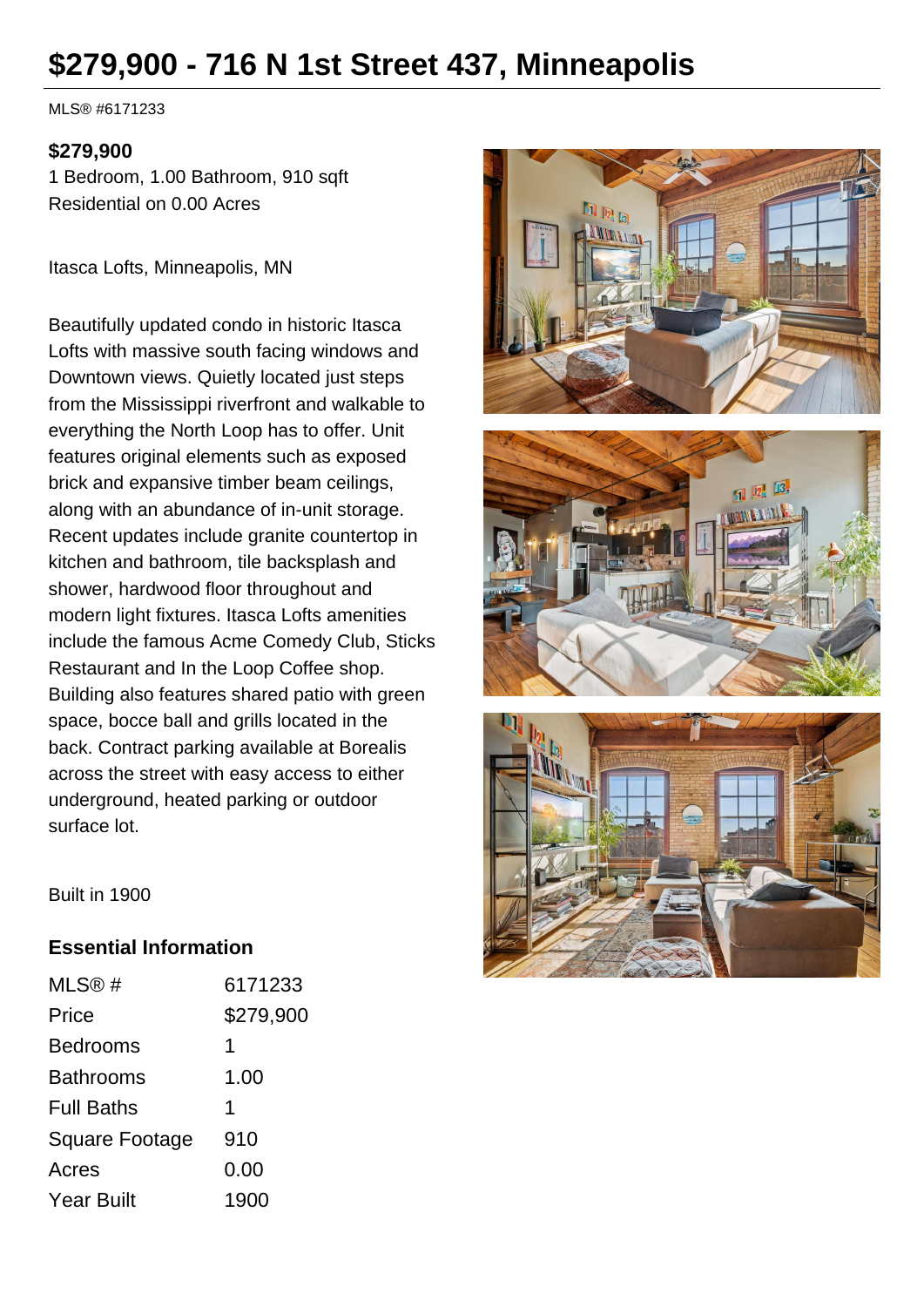# $279,900 - 716 N 1st Street 437, Minneapolis

MLS® #6171233

**$279,900**

1 Bedroom, 1.00 Bathroom, 910 sqft
Residential on 0.00 Acres

Itasca Lofts, Minneapolis, MN

Beautifully updated condo in historic Itasca Lofts with massive south facing windows and Downtown views. Quietly located just steps from the Mississippi riverfront and walkable to everything the North Loop has to offer. Unit features original elements such as exposed brick and expansive timber beam ceilings, along with an abundance of in-unit storage. Recent updates include granite countertop in kitchen and bathroom, tile backsplash and shower, hardwood floor throughout and modern light fixtures. Itasca Lofts amenities include the famous Acme Comedy Club, Sticks Restaurant and In the Loop Coffee shop. Building also features shared patio with green space, bocce ball and grills located in the back. Contract parking available at Borealis across the street with easy access to either underground, heated parking or outdoor surface lot.

Built in 1900

## Essential Information

| | |
|---|---|
| MLS® # | 6171233 |
| Price | $279,900 |
| Bedrooms | 1 |
| Bathrooms | 1.00 |
| Full Baths | 1 |
| Square Footage | 910 |
| Acres | 0.00 |
| Year Built | 1900 |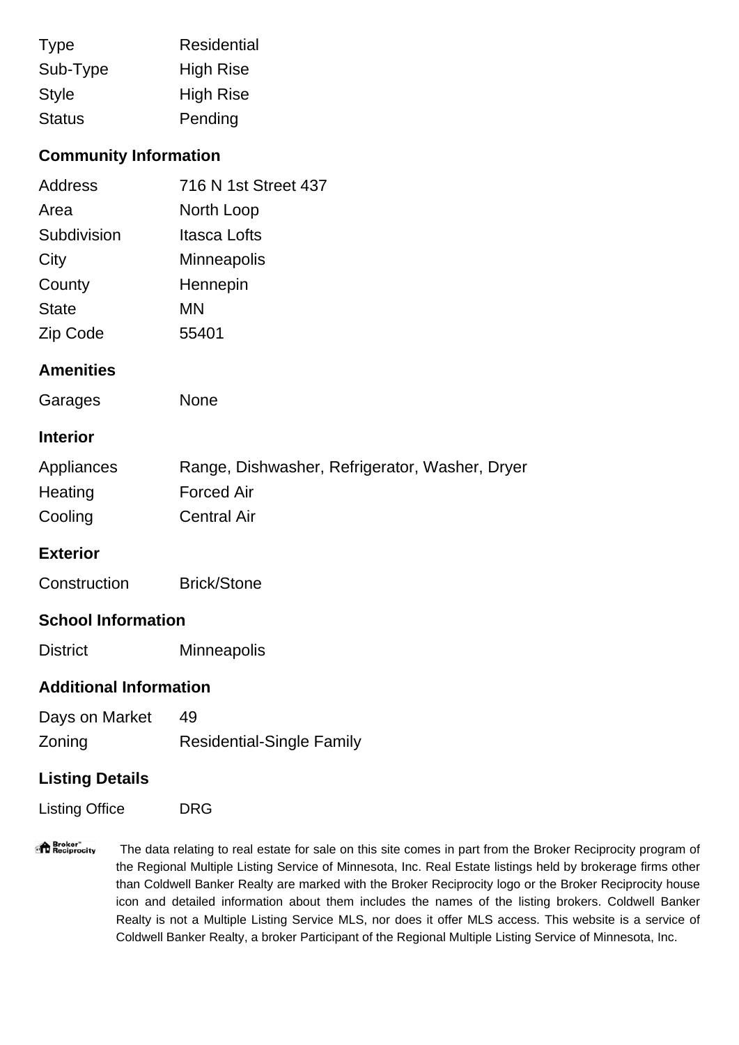| | |
|---|---|
| Type | Residential |
| Sub-Type | High Rise |
| Style | High Rise |
| Status | Pending |

## Community Information

| | |
|---|---|
| Address | 716 N 1st Street 437 |
| Area | North Loop |
| Subdivision | Itasca Lofts |
| City | Minneapolis |
| County | Hennepin |
| State | MN |
| Zip Code | 55401 |

## Amenities

| | |
|---|---|
| Garages | None |

## Interior

| | |
|---|---|
| Appliances | Range, Dishwasher, Refrigerator, Washer, Dryer |
| Heating | Forced Air |
| Cooling | Central Air |

## Exterior

| | |
|---|---|
| Construction | Brick/Stone |

## School Information

| | |
|---|---|
| District | Minneapolis |

## Additional Information

| | |
|---|---|
| Days on Market | 49 |
| Zoning | Residential-Single Family |

## Listing Details

| | |
|---|---|
| Listing Office | DRG |

Broker Reciprocity

The data relating to real estate for sale on this site comes in part from the Broker Reciprocity program of the Regional Multiple Listing Service of Minnesota, Inc. Real Estate listings held by brokerage firms other than Coldwell Banker Realty are marked with the Broker Reciprocity logo or the Broker Reciprocity house icon and detailed information about them includes the names of the listing brokers. Coldwell Banker Realty is not a Multiple Listing Service MLS, nor does it offer MLS access. This website is a service of Coldwell Banker Realty, a broker Participant of the Regional Multiple Listing Service of Minnesota, Inc.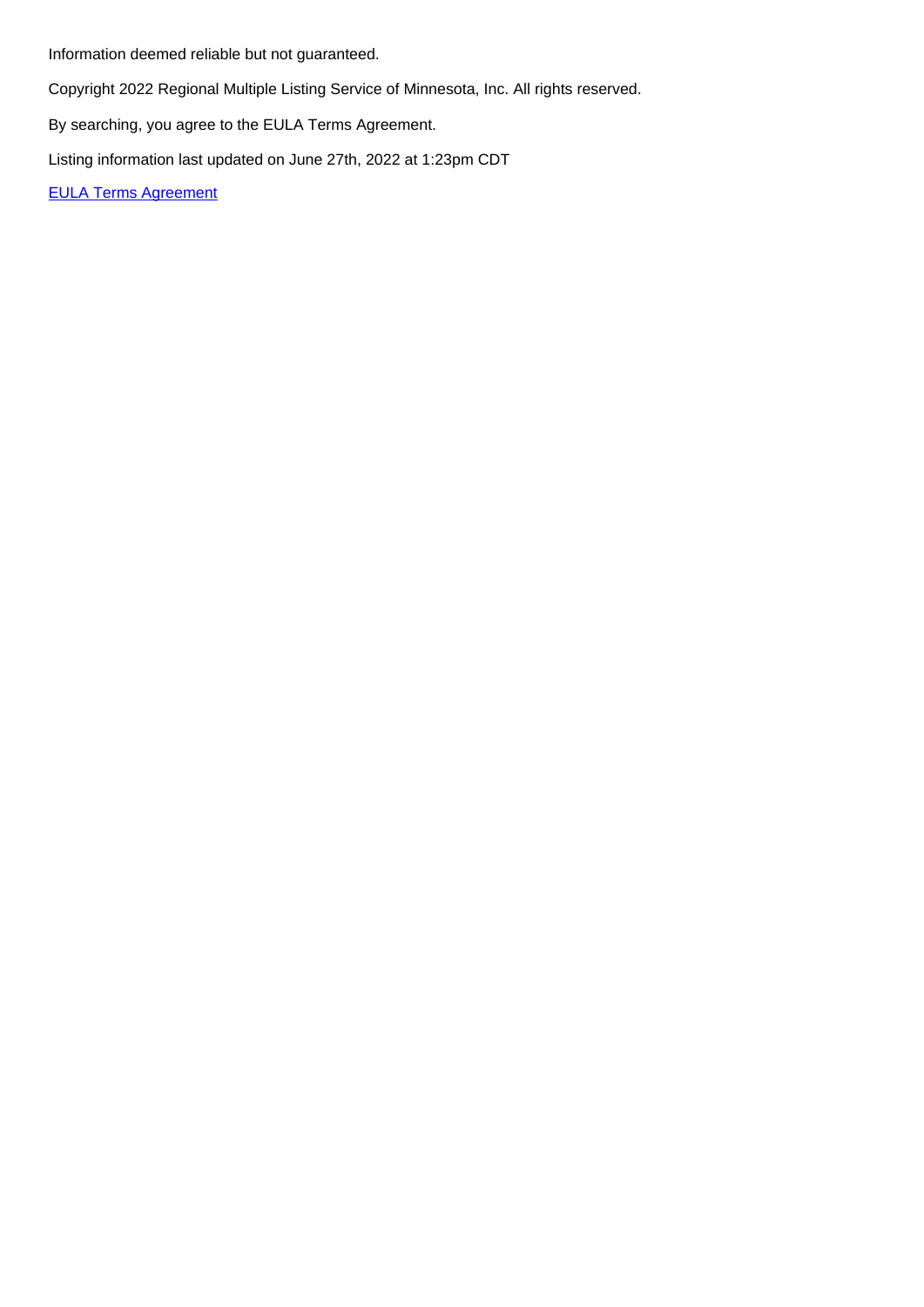Information deemed reliable but not guaranteed.

Copyright 2022 Regional Multiple Listing Service of Minnesota, Inc. All rights reserved.

By searching, you agree to the EULA Terms Agreement.

Listing information last updated on June 27th, 2022 at 1:23pm CDT

[EULA Terms Agreement]